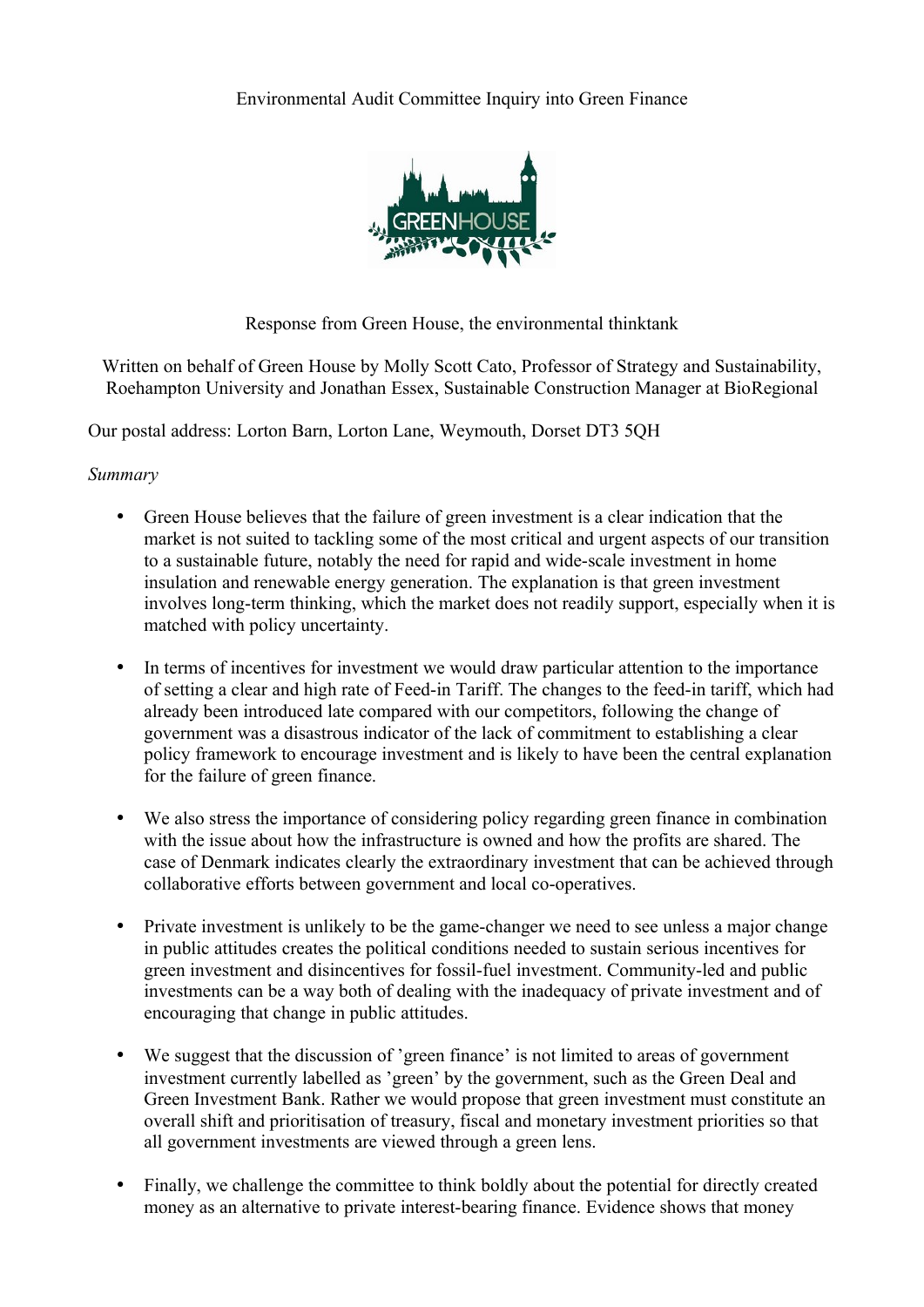Environmental Audit Committee Inquiry into Green Finance

Response from Green House, the environmental thinktank

Written on behalf of Green House by Molly Scott Cato, Professor of Strategy and Sustainability, Roehampton University and Jonathan Essex, Sustainable Construction Manager at BioRegional

Our postal address: Lorton Barn, Lorton Lane, Weymouth, Dorset DT3 5QH

*Summary*

- Green House believes that the failure of green investment is a clear indication that the market is not suited to tackling some of the most critical and urgent aspects of our transition to a sustainable future, notably the need for rapid and wide-scale investment in home insulation and renewable energy generation. The explanation is that green investment involves long-term thinking, which the market does not readily support, especially when it is matched with policy uncertainty.

- In terms of incentives for investment we would draw particular attention to the importance of setting a clear and high rate of Feed-in Tariff. The changes to the feed-in tariff, which had already been introduced late compared with our competitors, following the change of government was a disastrous indicator of the lack of commitment to establishing a clear policy framework to encourage investment and is likely to have been the central explanation for the failure of green finance.

- We also stress the importance of considering policy regarding green finance in combination with the issue about how the infrastructure is owned and how the profits are shared. The case of Denmark indicates clearly the extraordinary investment that can be achieved through collaborative efforts between government and local co-operatives.

- Private investment is unlikely to be the game-changer we need to see unless a major change in public attitudes creates the political conditions needed to sustain serious incentives for green investment and disincentives for fossil-fuel investment. Community-led and public investments can be a way both of dealing with the inadequacy of private investment and of encouraging that change in public attitudes.

- We suggest that the discussion of 'green finance' is not limited to areas of government investment currently labelled as 'green' by the government, such as the Green Deal and Green Investment Bank. Rather we would propose that green investment must constitute an overall shift and prioritisation of treasury, fiscal and monetary investment priorities so that all government investments are viewed through a green lens.

- Finally, we challenge the committee to think boldly about the potential for directly created money as an alternative to private interest-bearing finance. Evidence shows that money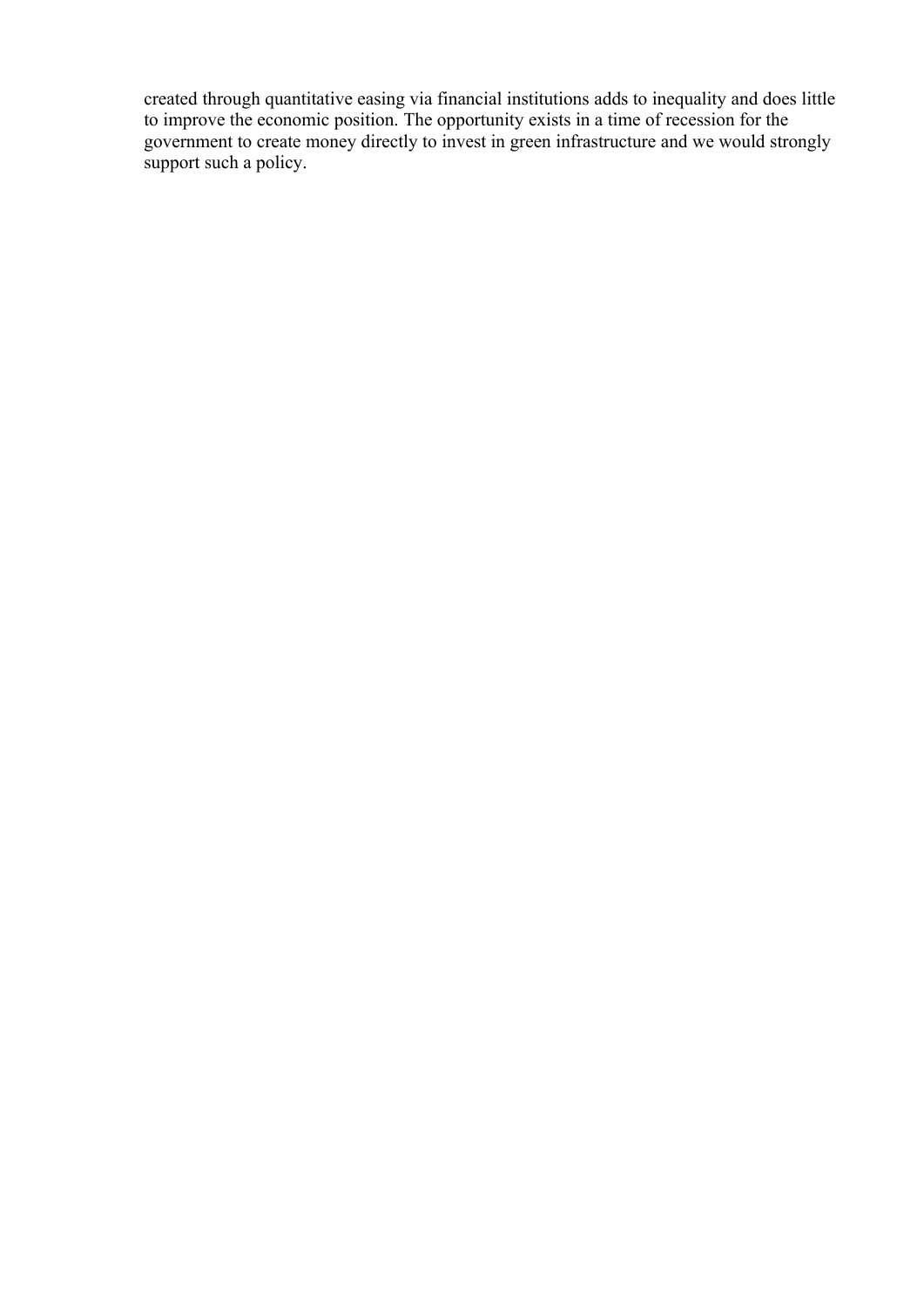created through quantitative easing via financial institutions adds to inequality and does little to improve the economic position. The opportunity exists in a time of recession for the government to create money directly to invest in green infrastructure and we would strongly support such a policy.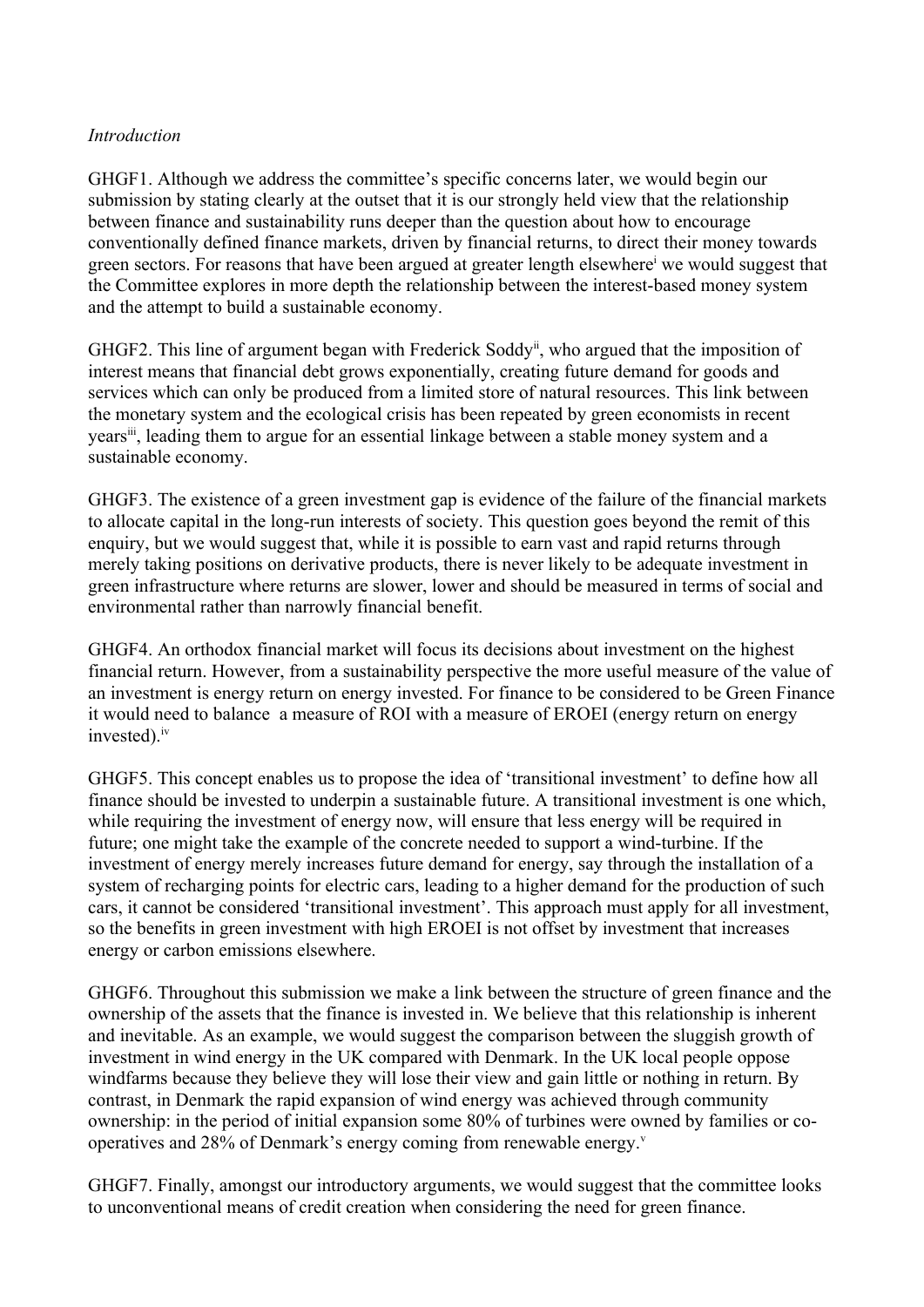*Introduction*

GHGF1. Although we address the committee's specific concerns later, we would begin our submission by stating clearly at the outset that it is our strongly held view that the relationship between finance and sustainability runs deeper than the question about how to encourage conventionally defined finance markets, driven by financial returns, to direct their money towards green sectors. For reasons that have been argued at greater length elsewhere[i] we would suggest that the Committee explores in more depth the relationship between the interest-based money system and the attempt to build a sustainable economy.

GHGF2. This line of argument began with Frederick Soddy[ii], who argued that the imposition of interest means that financial debt grows exponentially, creating future demand for goods and services which can only be produced from a limited store of natural resources. This link between the monetary system and the ecological crisis has been repeated by green economists in recent years[iii], leading them to argue for an essential linkage between a stable money system and a sustainable economy.

GHGF3. The existence of a green investment gap is evidence of the failure of the financial markets to allocate capital in the long-run interests of society. This question goes beyond the remit of this enquiry, but we would suggest that, while it is possible to earn vast and rapid returns through merely taking positions on derivative products, there is never likely to be adequate investment in green infrastructure where returns are slower, lower and should be measured in terms of social and environmental rather than narrowly financial benefit.

GHGF4. An orthodox financial market will focus its decisions about investment on the highest financial return. However, from a sustainability perspective the more useful measure of the value of an investment is energy return on energy invested. For finance to be considered to be Green Finance it would need to balance a measure of ROI with a measure of EROEI (energy return on energy invested).[iv]

GHGF5. This concept enables us to propose the idea of 'transitional investment' to define how all finance should be invested to underpin a sustainable future. A transitional investment is one which, while requiring the investment of energy now, will ensure that less energy will be required in future; one might take the example of the concrete needed to support a wind-turbine. If the investment of energy merely increases future demand for energy, say through the installation of a system of recharging points for electric cars, leading to a higher demand for the production of such cars, it cannot be considered 'transitional investment'. This approach must apply for all investment, so the benefits in green investment with high EROEI is not offset by investment that increases energy or carbon emissions elsewhere.

GHGF6. Throughout this submission we make a link between the structure of green finance and the ownership of the assets that the finance is invested in. We believe that this relationship is inherent and inevitable. As an example, we would suggest the comparison between the sluggish growth of investment in wind energy in the UK compared with Denmark. In the UK local people oppose windfarms because they believe they will lose their view and gain little or nothing in return. By contrast, in Denmark the rapid expansion of wind energy was achieved through community ownership: in the period of initial expansion some 80% of turbines were owned by families or co-operatives and 28% of Denmark's energy coming from renewable energy.[v]

GHGF7. Finally, amongst our introductory arguments, we would suggest that the committee looks to unconventional means of credit creation when considering the need for green finance.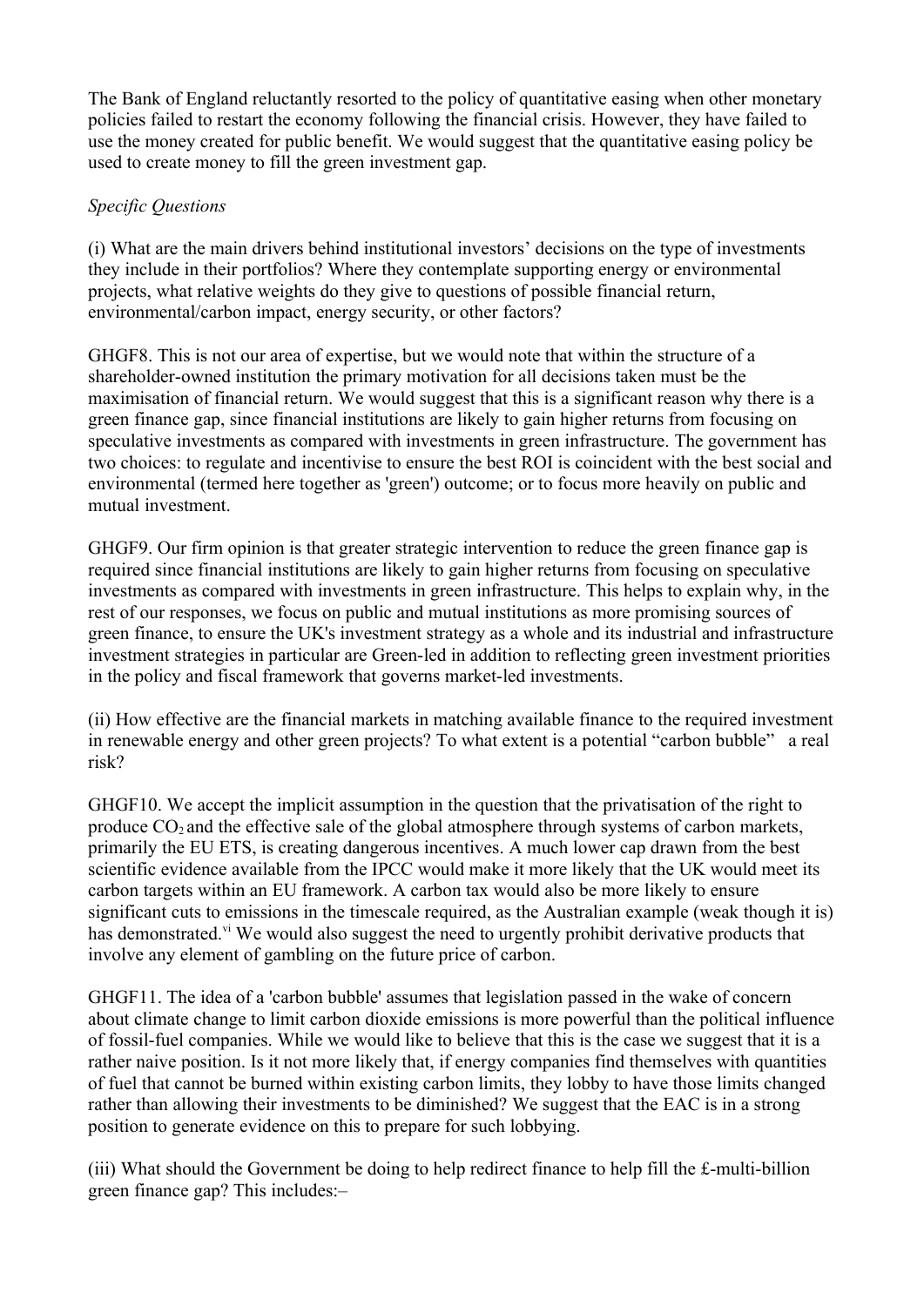The Bank of England reluctantly resorted to the policy of quantitative easing when other monetary policies failed to restart the economy following the financial crisis. However, they have failed to use the money created for public benefit. We would suggest that the quantitative easing policy be used to create money to fill the green investment gap.

*Specific Questions*

(i) What are the main drivers behind institutional investors' decisions on the type of investments they include in their portfolios? Where they contemplate supporting energy or environmental projects, what relative weights do they give to questions of possible financial return, environmental/carbon impact, energy security, or other factors?

GHGF8. This is not our area of expertise, but we would note that within the structure of a shareholder-owned institution the primary motivation for all decisions taken must be the maximisation of financial return. We would suggest that this is a significant reason why there is a green finance gap, since financial institutions are likely to gain higher returns from focusing on speculative investments as compared with investments in green infrastructure. The government has two choices: to regulate and incentivise to ensure the best ROI is coincident with the best social and environmental (termed here together as 'green') outcome; or to focus more heavily on public and mutual investment.

GHGF9. Our firm opinion is that greater strategic intervention to reduce the green finance gap is required since financial institutions are likely to gain higher returns from focusing on speculative investments as compared with investments in green infrastructure. This helps to explain why, in the rest of our responses, we focus on public and mutual institutions as more promising sources of green finance, to ensure the UK's investment strategy as a whole and its industrial and infrastructure investment strategies in particular are Green-led in addition to reflecting green investment priorities in the policy and fiscal framework that governs market-led investments.

(ii) How effective are the financial markets in matching available finance to the required investment in renewable energy and other green projects? To what extent is a potential "carbon bubble" a real risk?

GHGF10. We accept the implicit assumption in the question that the privatisation of the right to produce $CO_2$ and the effective sale of the global atmosphere through systems of carbon markets, primarily the EU ETS, is creating dangerous incentives. A much lower cap drawn from the best scientific evidence available from the IPCC would make it more likely that the UK would meet its carbon targets within an EU framework. A carbon tax would also be more likely to ensure significant cuts to emissions in the timescale required, as the Australian example (weak though it is) has demonstrated.[vi] We would also suggest the need to urgently prohibit derivative products that involve any element of gambling on the future price of carbon.

GHGF11. The idea of a 'carbon bubble' assumes that legislation passed in the wake of concern about climate change to limit carbon dioxide emissions is more powerful than the political influence of fossil-fuel companies. While we would like to believe that this is the case we suggest that it is a rather naive position. Is it not more likely that, if energy companies find themselves with quantities of fuel that cannot be burned within existing carbon limits, they lobby to have those limits changed rather than allowing their investments to be diminished? We suggest that the EAC is in a strong position to generate evidence on this to prepare for such lobbying.

(iii) What should the Government be doing to help redirect finance to help fill the £-multi-billion green finance gap? This includes:–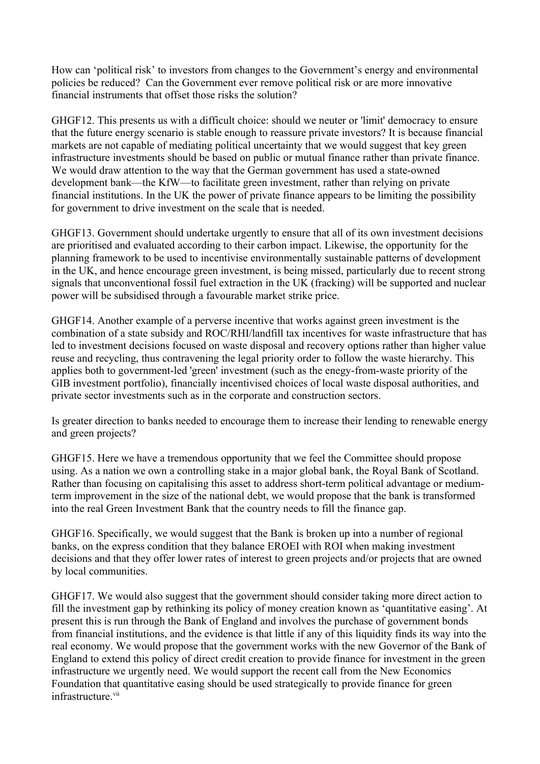How can 'political risk' to investors from changes to the Government's energy and environmental policies be reduced? Can the Government ever remove political risk or are more innovative financial instruments that offset those risks the solution?

GHGF12. This presents us with a difficult choice: should we neuter or 'limit' democracy to ensure that the future energy scenario is stable enough to reassure private investors? It is because financial markets are not capable of mediating political uncertainty that we would suggest that key green infrastructure investments should be based on public or mutual finance rather than private finance. We would draw attention to the way that the German government has used a state-owned development bank—the KfW—to facilitate green investment, rather than relying on private financial institutions. In the UK the power of private finance appears to be limiting the possibility for government to drive investment on the scale that is needed.

GHGF13. Government should undertake urgently to ensure that all of its own investment decisions are prioritised and evaluated according to their carbon impact. Likewise, the opportunity for the planning framework to be used to incentivise environmentally sustainable patterns of development in the UK, and hence encourage green investment, is being missed, particularly due to recent strong signals that unconventional fossil fuel extraction in the UK (fracking) will be supported and nuclear power will be subsidised through a favourable market strike price.

GHGF14. Another example of a perverse incentive that works against green investment is the combination of a state subsidy and ROC/RHI/landfill tax incentives for waste infrastructure that has led to investment decisions focused on waste disposal and recovery options rather than higher value reuse and recycling, thus contravening the legal priority order to follow the waste hierarchy. This applies both to government-led 'green' investment (such as the enegy-from-waste priority of the GIB investment portfolio), financially incentivised choices of local waste disposal authorities, and private sector investments such as in the corporate and construction sectors.

Is greater direction to banks needed to encourage them to increase their lending to renewable energy and green projects?

GHGF15. Here we have a tremendous opportunity that we feel the Committee should propose using. As a nation we own a controlling stake in a major global bank, the Royal Bank of Scotland. Rather than focusing on capitalising this asset to address short-term political advantage or medium-term improvement in the size of the national debt, we would propose that the bank is transformed into the real Green Investment Bank that the country needs to fill the finance gap.

GHGF16. Specifically, we would suggest that the Bank is broken up into a number of regional banks, on the express condition that they balance EROEI with ROI when making investment decisions and that they offer lower rates of interest to green projects and/or projects that are owned by local communities.

GHGF17. We would also suggest that the government should consider taking more direct action to fill the investment gap by rethinking its policy of money creation known as 'quantitative easing'. At present this is run through the Bank of England and involves the purchase of government bonds from financial institutions, and the evidence is that little if any of this liquidity finds its way into the real economy. We would propose that the government works with the new Governor of the Bank of England to extend this policy of direct credit creation to provide finance for investment in the green infrastructure we urgently need. We would support the recent call from the New Economics Foundation that quantitative easing should be used strategically to provide finance for green infrastructure.[vii]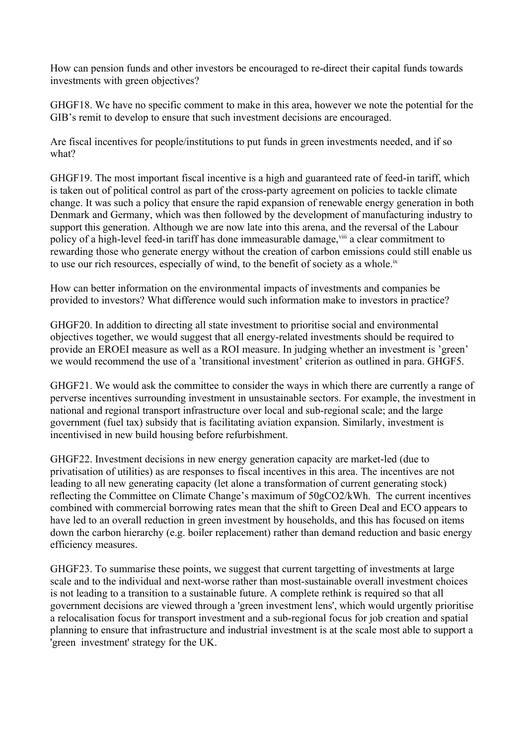How can pension funds and other investors be encouraged to re-direct their capital funds towards investments with green objectives?

GHGF18. We have no specific comment to make in this area, however we note the potential for the GIB's remit to develop to ensure that such investment decisions are encouraged.

Are fiscal incentives for people/institutions to put funds in green investments needed, and if so what?

GHGF19. The most important fiscal incentive is a high and guaranteed rate of feed-in tariff, which is taken out of political control as part of the cross-party agreement on policies to tackle climate change. It was such a policy that ensure the rapid expansion of renewable energy generation in both Denmark and Germany, which was then followed by the development of manufacturing industry to support this generation. Although we are now late into this arena, and the reversal of the Labour policy of a high-level feed-in tariff has done immeasurable damage,[viii] a clear commitment to rewarding those who generate energy without the creation of carbon emissions could still enable us to use our rich resources, especially of wind, to the benefit of society as a whole.[ix]

How can better information on the environmental impacts of investments and companies be provided to investors? What difference would such information make to investors in practice?

GHGF20. In addition to directing all state investment to prioritise social and environmental objectives together, we would suggest that all energy-related investments should be required to provide an EROEI measure as well as a ROI measure. In judging whether an investment is 'green' we would recommend the use of a 'transitional investment' criterion as outlined in para. GHGF5.

GHGF21. We would ask the committee to consider the ways in which there are currently a range of perverse incentives surrounding investment in unsustainable sectors. For example, the investment in national and regional transport infrastructure over local and sub-regional scale; and the large government (fuel tax) subsidy that is facilitating aviation expansion. Similarly, investment is incentivised in new build housing before refurbishment.

GHGF22. Investment decisions in new energy generation capacity are market-led (due to privatisation of utilities) as are responses to fiscal incentives in this area. The incentives are not leading to all new generating capacity (let alone a transformation of current generating stock) reflecting the Committee on Climate Change's maximum of 50g$CO_2$/kWh. The current incentives combined with commercial borrowing rates mean that the shift to Green Deal and ECO appears to have led to an overall reduction in green investment by households, and this has focused on items down the carbon hierarchy (e.g. boiler replacement) rather than demand reduction and basic energy efficiency measures.

GHGF23. To summarise these points, we suggest that current targetting of investments at large scale and to the individual and next-worse rather than most-sustainable overall investment choices is not leading to a transition to a sustainable future. A complete rethink is required so that all government decisions are viewed through a 'green investment lens', which would urgently prioritise a relocalisation focus for transport investment and a sub-regional focus for job creation and spatial planning to ensure that infrastructure and industrial investment is at the scale most able to support a 'green investment' strategy for the UK.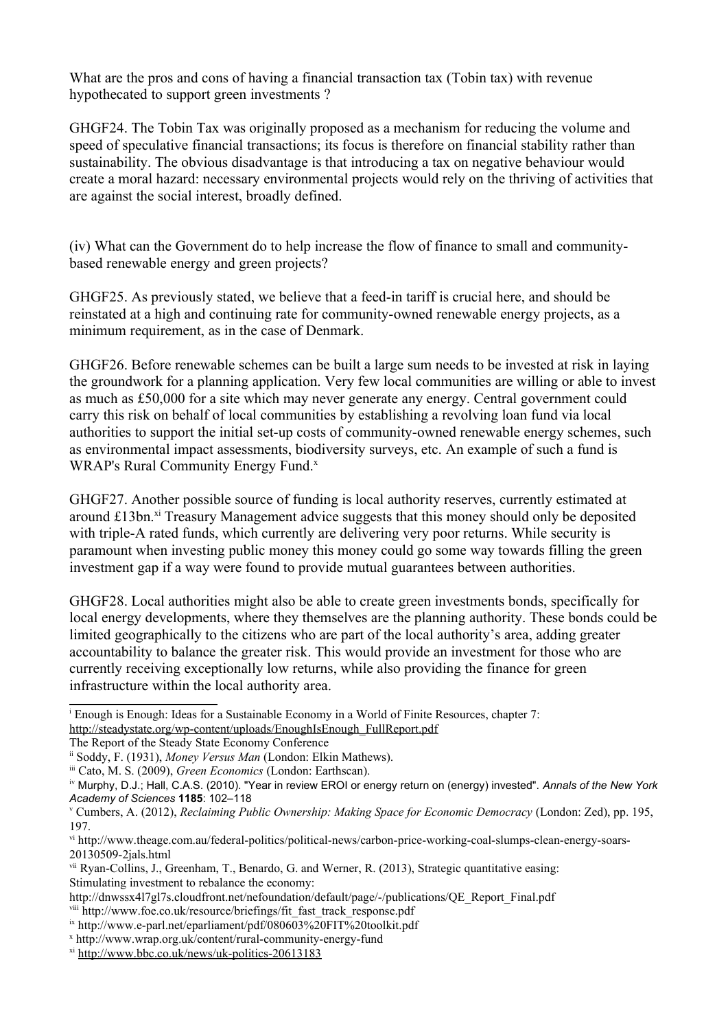What are the pros and cons of having a financial transaction tax (Tobin tax) with revenue hypothecated to support green investments ?

GHGF24. The Tobin Tax was originally proposed as a mechanism for reducing the volume and speed of speculative financial transactions; its focus is therefore on financial stability rather than sustainability. The obvious disadvantage is that introducing a tax on negative behaviour would create a moral hazard: necessary environmental projects would rely on the thriving of activities that are against the social interest, broadly defined.

(iv) What can the Government do to help increase the flow of finance to small and community-based renewable energy and green projects?

GHGF25. As previously stated, we believe that a feed-in tariff is crucial here, and should be reinstated at a high and continuing rate for community-owned renewable energy projects, as a minimum requirement, as in the case of Denmark.

GHGF26. Before renewable schemes can be built a large sum needs to be invested at risk in laying the groundwork for a planning application. Very few local communities are willing or able to invest as much as £50,000 for a site which may never generate any energy. Central government could carry this risk on behalf of local communities by establishing a revolving loan fund via local authorities to support the initial set-up costs of community-owned renewable energy schemes, such as environmental impact assessments, biodiversity surveys, etc. An example of such a fund is WRAP's Rural Community Energy Fund.[x]

GHGF27. Another possible source of funding is local authority reserves, currently estimated at around £13bn.[xi] Treasury Management advice suggests that this money should only be deposited with triple-A rated funds, which currently are delivering very poor returns. While security is paramount when investing public money this money could go some way towards filling the green investment gap if a way were found to provide mutual guarantees between authorities.

GHGF28. Local authorities might also be able to create green investments bonds, specifically for local energy developments, where they themselves are the planning authority. These bonds could be limited geographically to the citizens who are part of the local authority's area, adding greater accountability to balance the greater risk. This would provide an investment for those who are currently receiving exceptionally low returns, while also providing the finance for green infrastructure within the local authority area.

---

[i] Enough is Enough: Ideas for a Sustainable Economy in a World of Finite Resources, chapter 7: http://steadystate.org/wp-content/uploads/EnoughIsEnough_FullReport.pdf
The Report of the Steady State Economy Conference

[ii] Soddy, F. (1931), *Money Versus Man* (London: Elkin Mathews).

[iii] Cato, M. S. (2009), *Green Economics* (London: Earthscan).

[iv] Murphy, D.J.; Hall, C.A.S. (2010). "Year in review EROI or energy return on (energy) invested". *Annals of the New York Academy of Sciences* **1185**: 102–118

[v] Cumbers, A. (2012), *Reclaiming Public Ownership: Making Space for Economic Democracy* (London: Zed), pp. 195, 197.

[vi] http://www.theage.com.au/federal-politics/political-news/carbon-price-working-coal-slumps-clean-energy-soars-20130509-2jals.html

[vii] Ryan-Collins, J., Greenham, T., Benardo, G. and Werner, R. (2013), Strategic quantitative easing: Stimulating investment to rebalance the economy:
http://dnwssx4l7gl7s.cloudfront.net/nefoundation/default/page/-/publications/QE_Report_Final.pdf

[viii] http://www.foe.co.uk/resource/briefings/fit_fast_track_response.pdf

[ix] http://www.e-parl.net/eparliament/pdf/080603%20FIT%20toolkit.pdf

[x] http://www.wrap.org.uk/content/rural-community-energy-fund

[xi] http://www.bbc.co.uk/news/uk-politics-20613183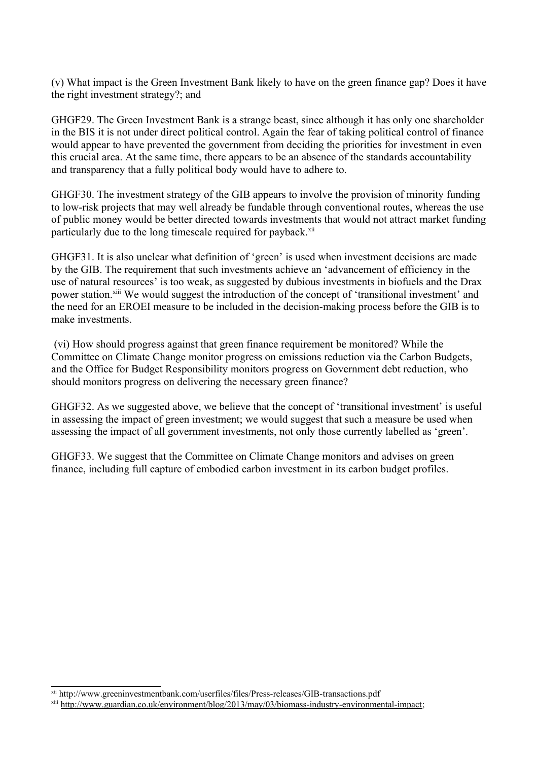(v) What impact is the Green Investment Bank likely to have on the green finance gap? Does it have the right investment strategy?; and

GHGF29. The Green Investment Bank is a strange beast, since although it has only one shareholder in the BIS it is not under direct political control. Again the fear of taking political control of finance would appear to have prevented the government from deciding the priorities for investment in even this crucial area. At the same time, there appears to be an absence of the standards accountability and transparency that a fully political body would have to adhere to.

GHGF30. The investment strategy of the GIB appears to involve the provision of minority funding to low-risk projects that may well already be fundable through conventional routes, whereas the use of public money would be better directed towards investments that would not attract market funding particularly due to the long timescale required for payback.[xii]

GHGF31. It is also unclear what definition of 'green' is used when investment decisions are made by the GIB. The requirement that such investments achieve an 'advancement of efficiency in the use of natural resources' is too weak, as suggested by dubious investments in biofuels and the Drax power station.[xiii] We would suggest the introduction of the concept of 'transitional investment' and the need for an EROEI measure to be included in the decision-making process before the GIB is to make investments.

(vi) How should progress against that green finance requirement be monitored? While the Committee on Climate Change monitor progress on emissions reduction via the Carbon Budgets, and the Office for Budget Responsibility monitors progress on Government debt reduction, who should monitors progress on delivering the necessary green finance?

GHGF32. As we suggested above, we believe that the concept of 'transitional investment' is useful in assessing the impact of green investment; we would suggest that such a measure be used when assessing the impact of all government investments, not only those currently labelled as 'green'.

GHGF33. We suggest that the Committee on Climate Change monitors and advises on green finance, including full capture of embodied carbon investment in its carbon budget profiles.

---

[xii] http://www.greeninvestmentbank.com/userfiles/files/Press-releases/GIB-transactions.pdf

[xiii] http://www.guardian.co.uk/environment/blog/2013/may/03/biomass-industry-environmental-impact;